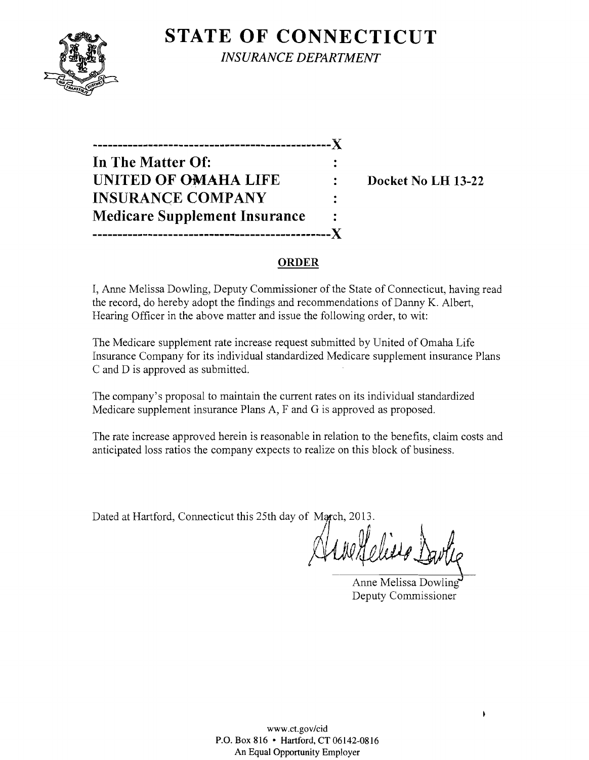# STATE OF CONNECTICUT

*INSURANCE DEPARTMENT*

---

**In The Matter Of:**
**UNITED OF OMAHA LIFE INSURANCE COMPANY**
**Medicare Supplement Insurance**

**Docket No LH 13-22**

---

## ORDER

I, Anne Melissa Dowling, Deputy Commissioner of the State of Connecticut, having read the record, do hereby adopt the findings and recommendations of Danny K. Albert, Hearing Officer in the above matter and issue the following order, to wit:

The Medicare supplement rate increase request submitted by United of Omaha Life Insurance Company for its individual standardized Medicare supplement insurance Plans C and D is approved as submitted.

The company's proposal to maintain the current rates on its individual standardized Medicare supplement insurance Plans A, F and G is approved as proposed.

The rate increase approved herein is reasonable in relation to the benefits, claim costs and anticipated loss ratios the company expects to realize on this block of business.

Dated at Hartford, Connecticut this 25th day of March, 2013.

Anne Melissa Dowling
Deputy Commissioner

www.ct.gov/cid
P.O. Box 816 • Hartford, CT 06142-0816
An Equal Opportunity Employer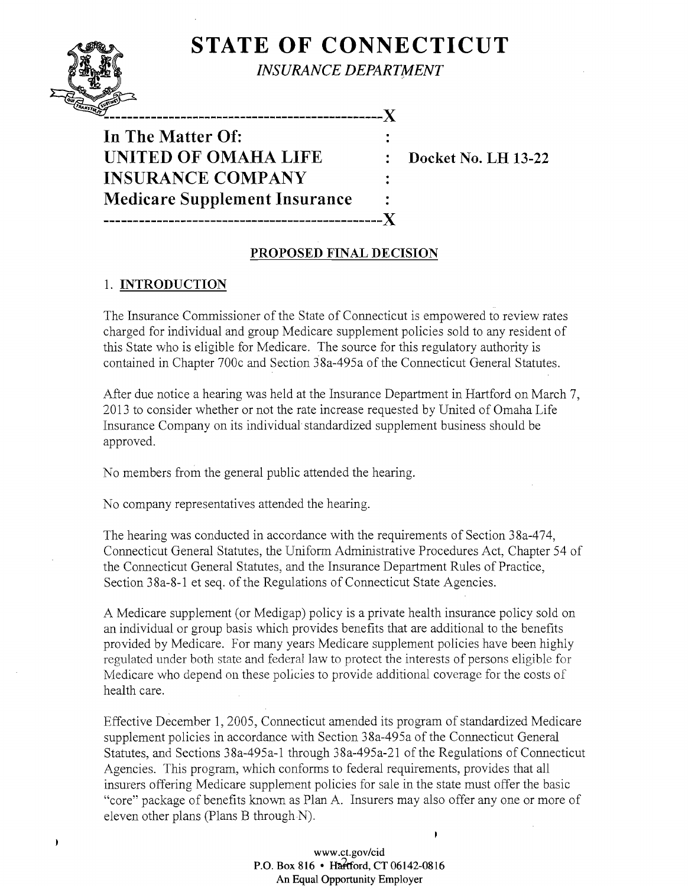# STATE OF CONNECTICUT

*INSURANCE DEPARTMENT*

**In The Matter Of:**
**UNITED OF OMAHA LIFE INSURANCE COMPANY**
**Medicare Supplement Insurance**

**Docket No. LH 13-22**

## PROPOSED FINAL DECISION

### 1. INTRODUCTION

The Insurance Commissioner of the State of Connecticut is empowered to review rates charged for individual and group Medicare supplement policies sold to any resident of this State who is eligible for Medicare. The source for this regulatory authority is contained in Chapter 700c and Section 38a-495a of the Connecticut General Statutes.

After due notice a hearing was held at the Insurance Department in Hartford on March 7, 2013 to consider whether or not the rate increase requested by United of Omaha Life Insurance Company on its individual standardized supplement business should be approved.

No members from the general public attended the hearing.

No company representatives attended the hearing.

The hearing was conducted in accordance with the requirements of Section 38a-474, Connecticut General Statutes, the Uniform Administrative Procedures Act, Chapter 54 of the Connecticut General Statutes, and the Insurance Department Rules of Practice, Section 38a-8-1 et seq. of the Regulations of Connecticut State Agencies.

A Medicare supplement (or Medigap) policy is a private health insurance policy sold on an individual or group basis which provides benefits that are additional to the benefits provided by Medicare. For many years Medicare supplement policies have been highly regulated under both state and federal law to protect the interests of persons eligible for Medicare who depend on these policies to provide additional coverage for the costs of health care.

Effective December 1, 2005, Connecticut amended its program of standardized Medicare supplement policies in accordance with Section 38a-495a of the Connecticut General Statutes, and Sections 38a-495a-1 through 38a-495a-21 of the Regulations of Connecticut Agencies. This program, which conforms to federal requirements, provides that all insurers offering Medicare supplement policies for sale in the state must offer the basic "core" package of benefits known as Plan A. Insurers may also offer any one or more of eleven other plans (Plans B through N).

www.ct.gov/cid
P.O. Box 816 • Hartford, CT 06142-0816
An Equal Opportunity Employer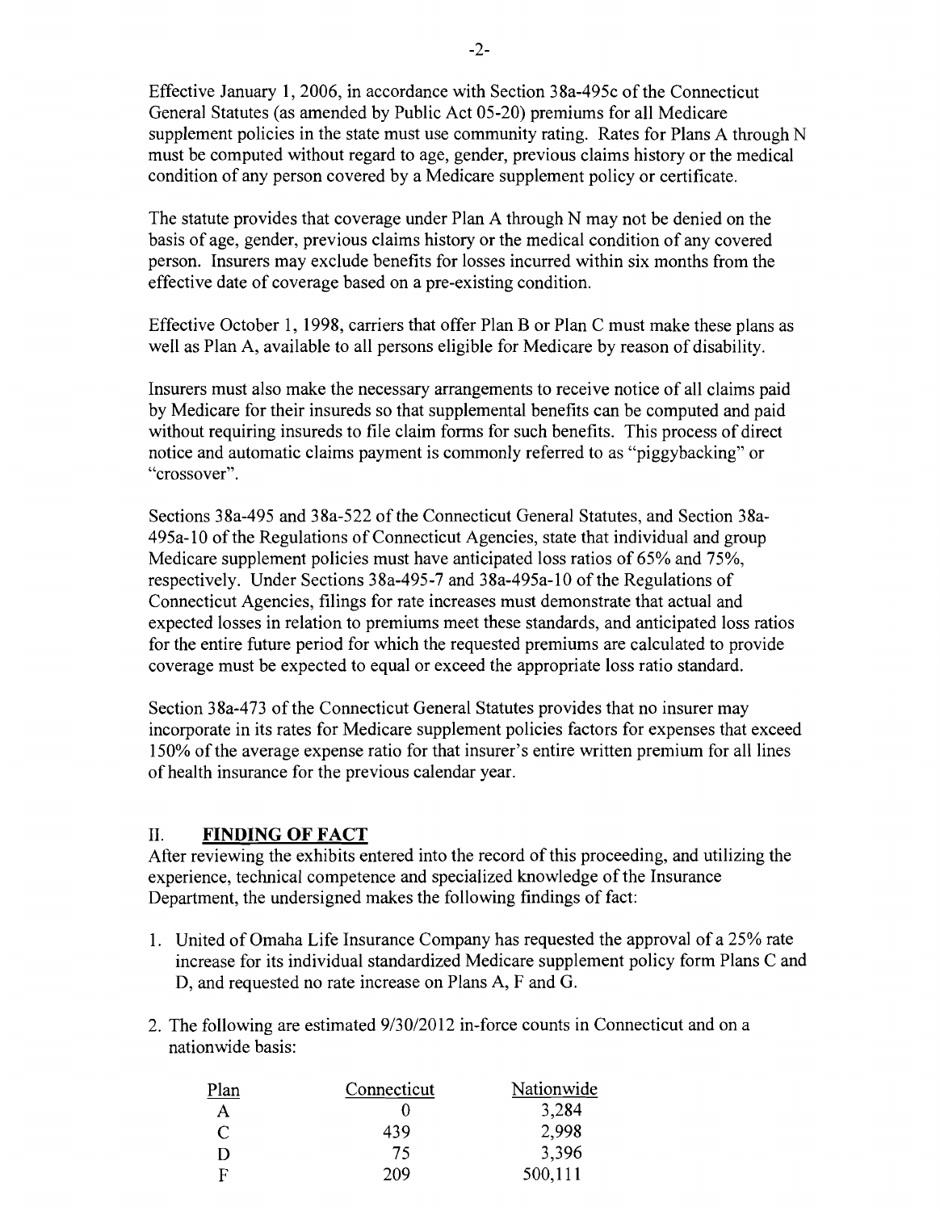Effective January 1, 2006, in accordance with Section 38a-495c of the Connecticut General Statutes (as amended by Public Act 05-20) premiums for all Medicare supplement policies in the state must use community rating. Rates for Plans A through N must be computed without regard to age, gender, previous claims history or the medical condition of any person covered by a Medicare supplement policy or certificate.

The statute provides that coverage under Plan A through N may not be denied on the basis of age, gender, previous claims history or the medical condition of any covered person. Insurers may exclude benefits for losses incurred within six months from the effective date of coverage based on a pre-existing condition.

Effective October 1, 1998, carriers that offer Plan B or Plan C must make these plans as well as Plan A, available to all persons eligible for Medicare by reason of disability.

Insurers must also make the necessary arrangements to receive notice of all claims paid by Medicare for their insureds so that supplemental benefits can be computed and paid without requiring insureds to file claim forms for such benefits. This process of direct notice and automatic claims payment is commonly referred to as "piggybacking" or "crossover".

Sections 38a-495 and 38a-522 of the Connecticut General Statutes, and Section 38a-495a-10 of the Regulations of Connecticut Agencies, state that individual and group Medicare supplement policies must have anticipated loss ratios of 65% and 75%, respectively. Under Sections 38a-495-7 and 38a-495a-10 of the Regulations of Connecticut Agencies, filings for rate increases must demonstrate that actual and expected losses in relation to premiums meet these standards, and anticipated loss ratios for the entire future period for which the requested premiums are calculated to provide coverage must be expected to equal or exceed the appropriate loss ratio standard.

Section 38a-473 of the Connecticut General Statutes provides that no insurer may incorporate in its rates for Medicare supplement policies factors for expenses that exceed 150% of the average expense ratio for that insurer's entire written premium for all lines of health insurance for the previous calendar year.

## II. **FINDING OF FACT**

After reviewing the exhibits entered into the record of this proceeding, and utilizing the experience, technical competence and specialized knowledge of the Insurance Department, the undersigned makes the following findings of fact:

1. United of Omaha Life Insurance Company has requested the approval of a 25% rate increase for its individual standardized Medicare supplement policy form Plans C and D, and requested no rate increase on Plans A, F and G.

2. The following are estimated 9/30/2012 in-force counts in Connecticut and on a nationwide basis:

| Plan | Connecticut | Nationwide |
|---|---|---|
| A | 0 | 3,284 |
| C | 439 | 2,998 |
| D | 75 | 3,396 |
| F | 209 | 500,111 |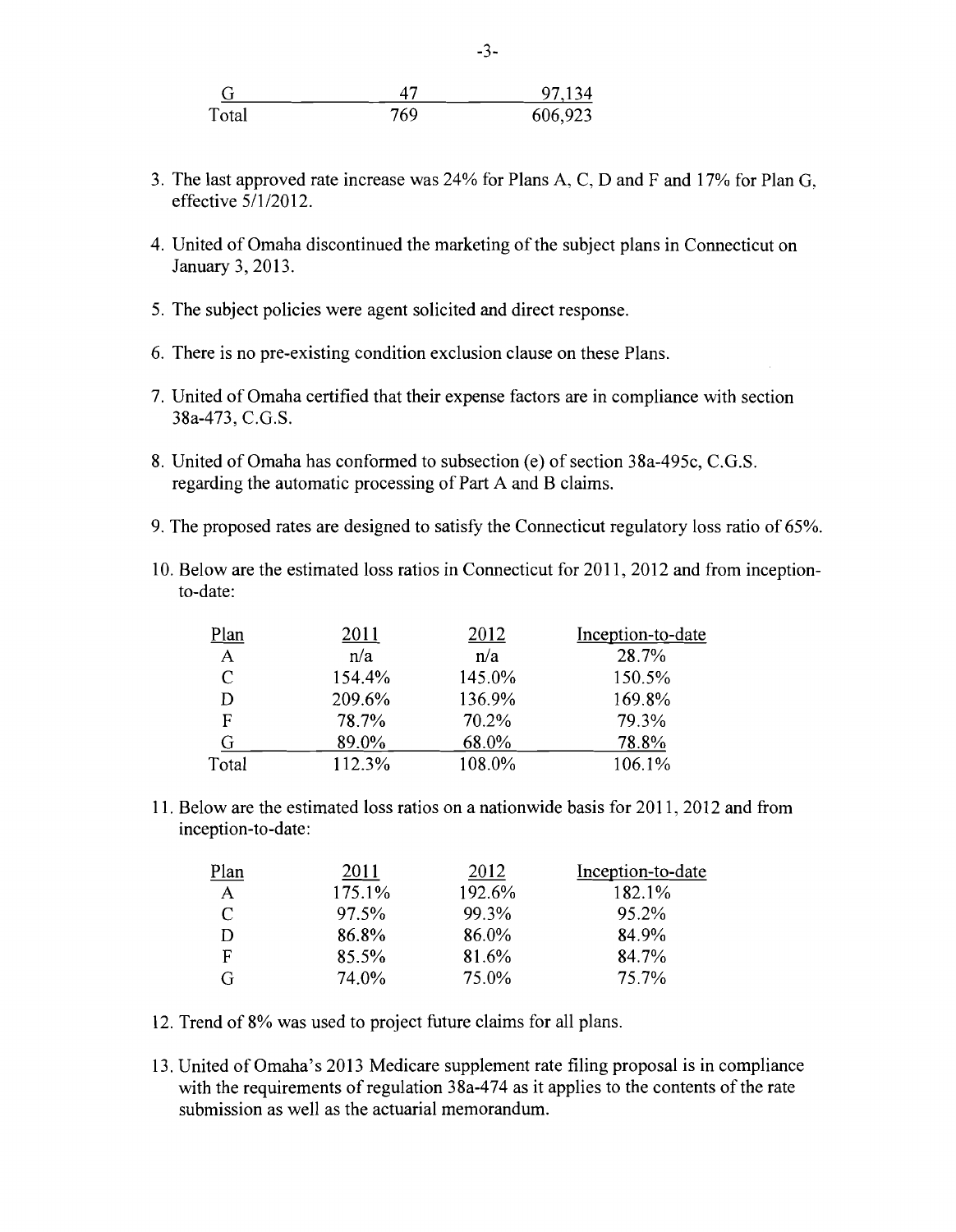| G | 47 | 97,134 |
|---|---|---|
| Total | 769 | 606,923 |

3. The last approved rate increase was 24% for Plans A, C, D and F and 17% for Plan G, effective 5/1/2012.

4. United of Omaha discontinued the marketing of the subject plans in Connecticut on January 3, 2013.

5. The subject policies were agent solicited and direct response.

6. There is no pre-existing condition exclusion clause on these Plans.

7. United of Omaha certified that their expense factors are in compliance with section 38a-473, C.G.S.

8. United of Omaha has conformed to subsection (e) of section 38a-495c, C.G.S. regarding the automatic processing of Part A and B claims.

9. The proposed rates are designed to satisfy the Connecticut regulatory loss ratio of 65%.

10. Below are the estimated loss ratios in Connecticut for 2011, 2012 and from inception-to-date:

| Plan | 2011 | 2012 | Inception-to-date |
|---|---|---|---|
| A | n/a | n/a | 28.7% |
| C | 154.4% | 145.0% | 150.5% |
| D | 209.6% | 136.9% | 169.8% |
| F | 78.7% | 70.2% | 79.3% |
| G | 89.0% | 68.0% | 78.8% |
| Total | 112.3% | 108.0% | 106.1% |

11. Below are the estimated loss ratios on a nationwide basis for 2011, 2012 and from inception-to-date:

| Plan | 2011 | 2012 | Inception-to-date |
|---|---|---|---|
| A | 175.1% | 192.6% | 182.1% |
| C | 97.5% | 99.3% | 95.2% |
| D | 86.8% | 86.0% | 84.9% |
| F | 85.5% | 81.6% | 84.7% |
| G | 74.0% | 75.0% | 75.7% |

12. Trend of 8% was used to project future claims for all plans.

13. United of Omaha's 2013 Medicare supplement rate filing proposal is in compliance with the requirements of regulation 38a-474 as it applies to the contents of the rate submission as well as the actuarial memorandum.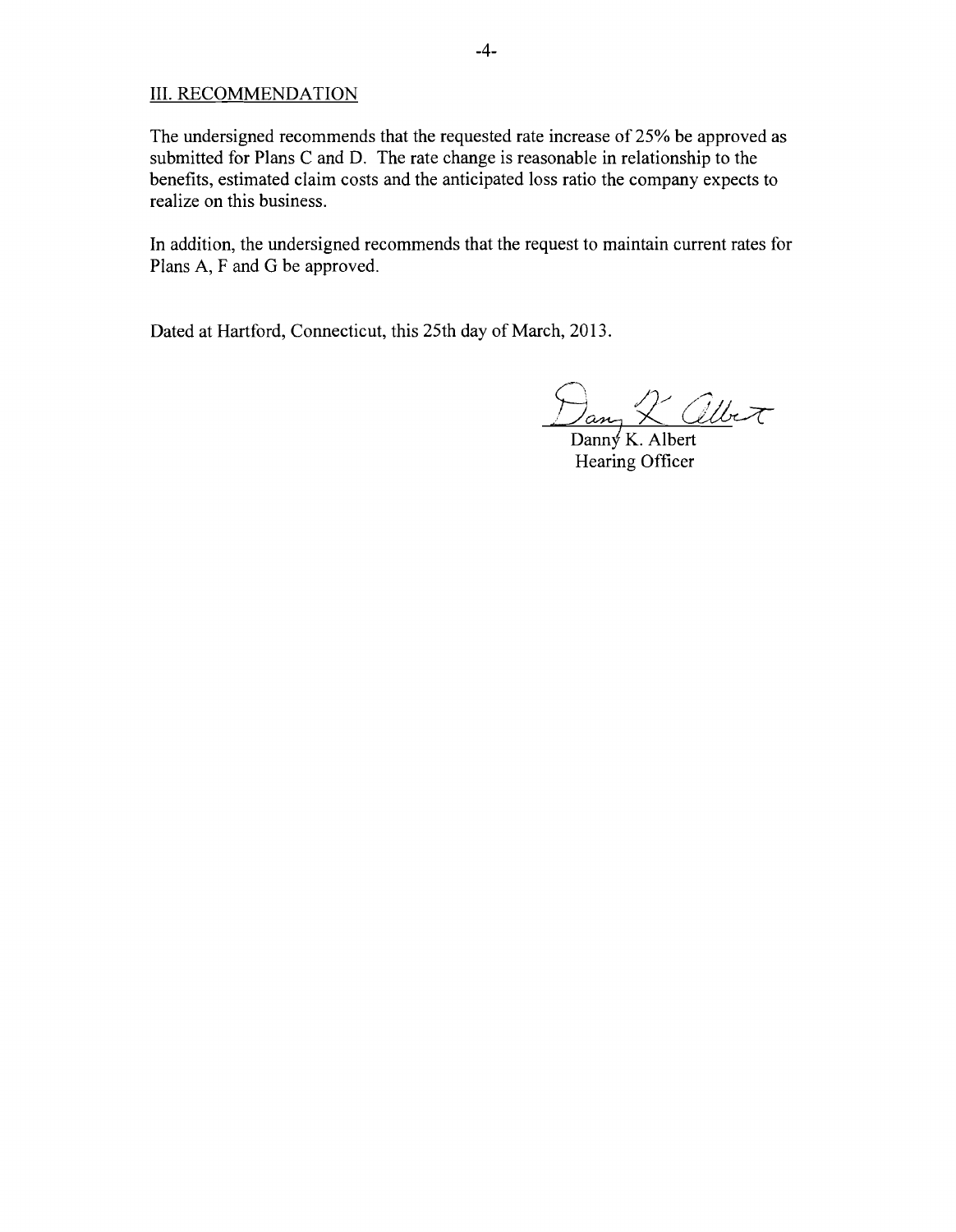## III. RECOMMENDATION

The undersigned recommends that the requested rate increase of 25% be approved as submitted for Plans C and D. The rate change is reasonable in relationship to the benefits, estimated claim costs and the anticipated loss ratio the company expects to realize on this business.

In addition, the undersigned recommends that the request to maintain current rates for Plans A, F and G be approved.

Dated at Hartford, Connecticut, this 25th day of March, 2013.

Danny K. Albert
Hearing Officer